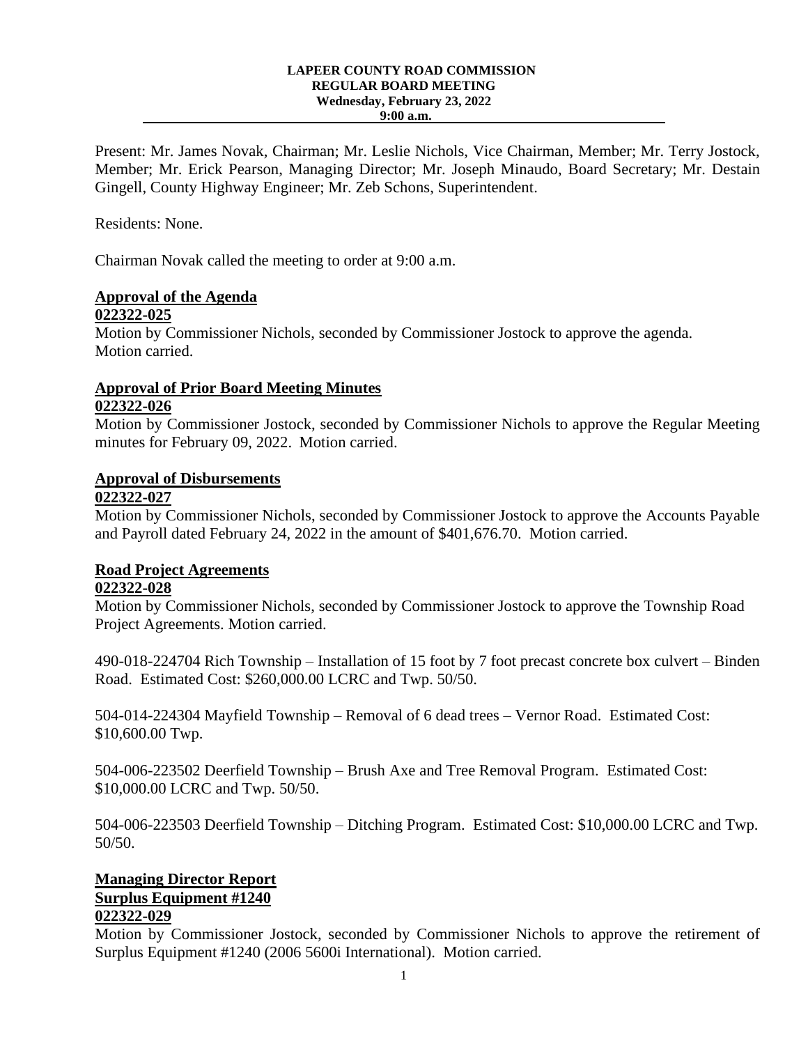**LAPEER COUNTY ROAD COMMISSION**
**REGULAR BOARD MEETING**
**Wednesday, February 23, 2022**
**9:00 a.m.**

Present: Mr. James Novak, Chairman; Mr. Leslie Nichols, Vice Chairman, Member; Mr. Terry Jostock, Member; Mr. Erick Pearson, Managing Director; Mr. Joseph Minaudo, Board Secretary; Mr. Destain Gingell, County Highway Engineer; Mr. Zeb Schons, Superintendent.

Residents: None.

Chairman Novak called the meeting to order at 9:00 a.m.

**Approval of the Agenda**
**022322-025**
Motion by Commissioner Nichols, seconded by Commissioner Jostock to approve the agenda. Motion carried.

**Approval of Prior Board Meeting Minutes**
**022322-026**
Motion by Commissioner Jostock, seconded by Commissioner Nichols to approve the Regular Meeting minutes for February 09, 2022. Motion carried.

**Approval of Disbursements**
**022322-027**
Motion by Commissioner Nichols, seconded by Commissioner Jostock to approve the Accounts Payable and Payroll dated February 24, 2022 in the amount of $401,676.70. Motion carried.

**Road Project Agreements**
**022322-028**
Motion by Commissioner Nichols, seconded by Commissioner Jostock to approve the Township Road Project Agreements. Motion carried.

490-018-224704 Rich Township – Installation of 15 foot by 7 foot precast concrete box culvert – Binden Road. Estimated Cost: $260,000.00 LCRC and Twp. 50/50.

504-014-224304 Mayfield Township – Removal of 6 dead trees – Vernor Road. Estimated Cost: $10,600.00 Twp.

504-006-223502 Deerfield Township – Brush Axe and Tree Removal Program. Estimated Cost: $10,000.00 LCRC and Twp. 50/50.

504-006-223503 Deerfield Township – Ditching Program. Estimated Cost: $10,000.00 LCRC and Twp. 50/50.

**Managing Director Report**
**Surplus Equipment #1240**
**022322-029**
Motion by Commissioner Jostock, seconded by Commissioner Nichols to approve the retirement of Surplus Equipment #1240 (2006 5600i International). Motion carried.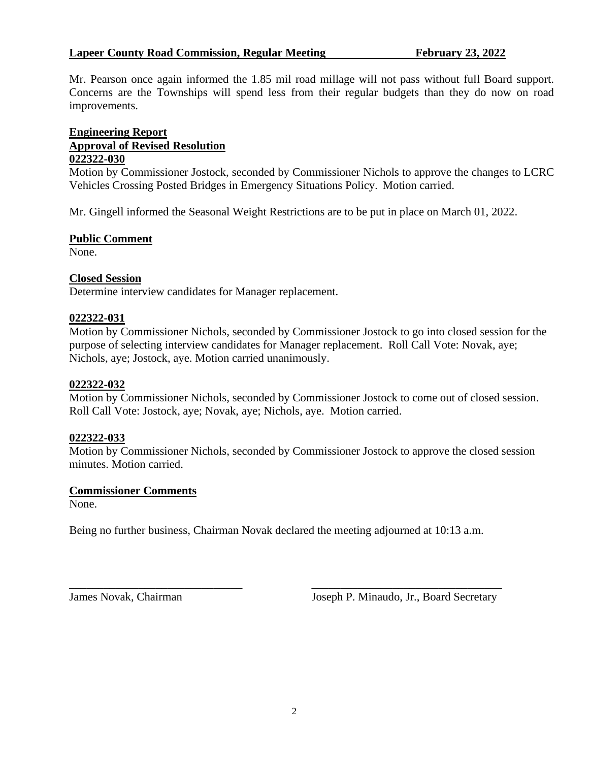Mr. Pearson once again informed the 1.85 mil road millage will not pass without full Board support. Concerns are the Townships will spend less from their regular budgets than they do now on road improvements.

**Engineering Report**
**Approval of Revised Resolution**
**022322-030**
Motion by Commissioner Jostock, seconded by Commissioner Nichols to approve the changes to LCRC Vehicles Crossing Posted Bridges in Emergency Situations Policy. Motion carried.

Mr. Gingell informed the Seasonal Weight Restrictions are to be put in place on March 01, 2022.

**Public Comment**
None.

**Closed Session**
Determine interview candidates for Manager replacement.

**022322-031**
Motion by Commissioner Nichols, seconded by Commissioner Jostock to go into closed session for the purpose of selecting interview candidates for Manager replacement. Roll Call Vote: Novak, aye; Nichols, aye; Jostock, aye. Motion carried unanimously.

**022322-032**
Motion by Commissioner Nichols, seconded by Commissioner Jostock to come out of closed session. Roll Call Vote: Jostock, aye; Novak, aye; Nichols, aye. Motion carried.

**022322-033**
Motion by Commissioner Nichols, seconded by Commissioner Jostock to approve the closed session minutes. Motion carried.

**Commissioner Comments**
None.

Being no further business, Chairman Novak declared the meeting adjourned at 10:13 a.m.

_______________________________ James Novak, Chairman

__________________________________ Joseph P. Minaudo, Jr., Board Secretary